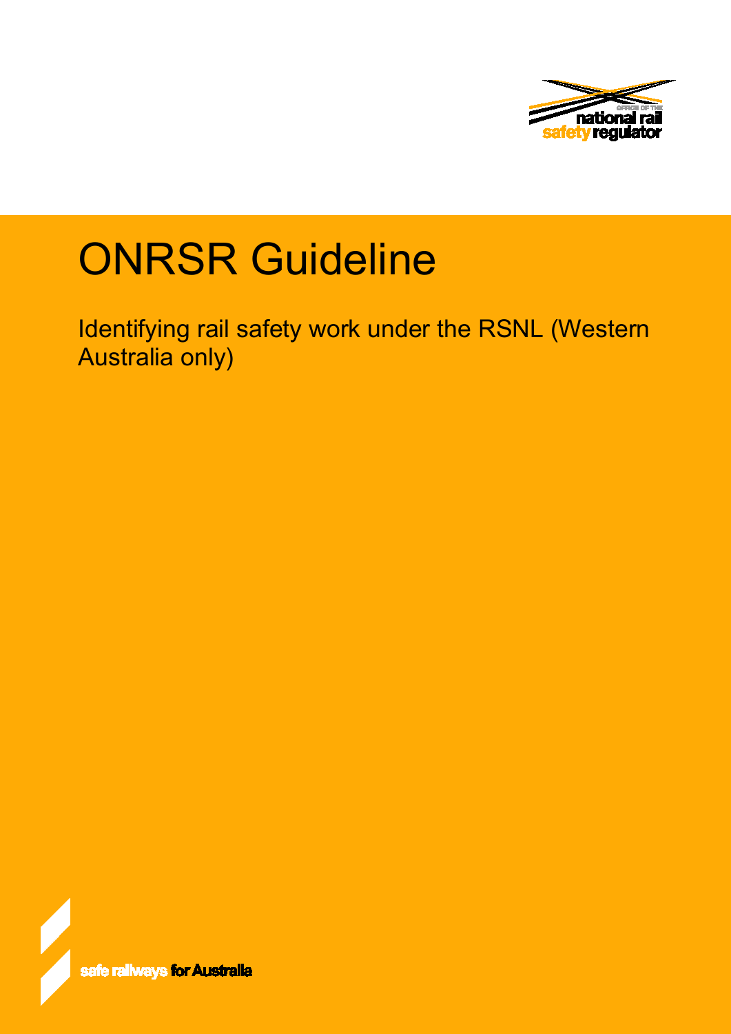# ONRSR Guideline

Identifying rail safety work under the RSNL (Western Australia only)

safe railways for Australia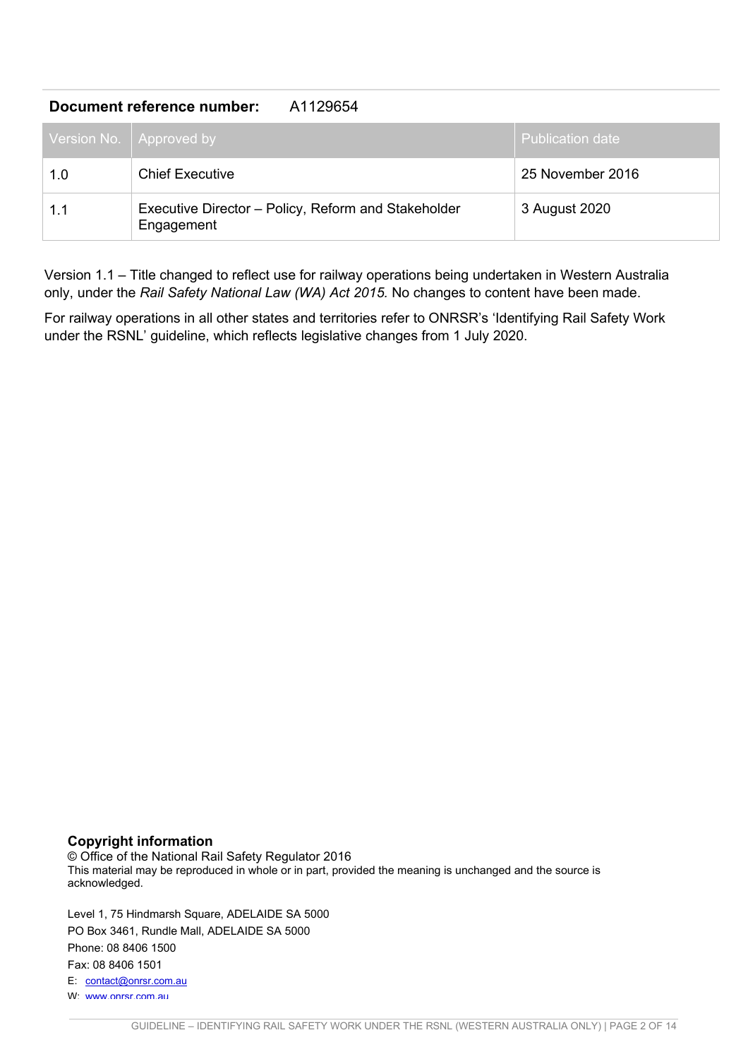**Document reference number:** A1129654

| Version No. | Approved by | Publication date |
|---|---|---|
| 1.0 | Chief Executive | 25 November 2016 |
| 1.1 | Executive Director – Policy, Reform and Stakeholder Engagement | 3 August 2020 |

Version 1.1 – Title changed to reflect use for railway operations being undertaken in Western Australia only, under the *Rail Safety National Law (WA) Act 2015.* No changes to content have been made.

For railway operations in all other states and territories refer to ONRSR's 'Identifying Rail Safety Work under the RSNL' guideline, which reflects legislative changes from 1 July 2020.

**Copyright information**

© Office of the National Rail Safety Regulator 2016

This material may be reproduced in whole or in part, provided the meaning is unchanged and the source is acknowledged.

Level 1, 75 Hindmarsh Square, ADELAIDE SA 5000

PO Box 3461, Rundle Mall, ADELAIDE SA 5000

Phone: 08 8406 1500

Fax: 08 8406 1501

E: contact@onrsr.com.au

W: www.onrsr.com.au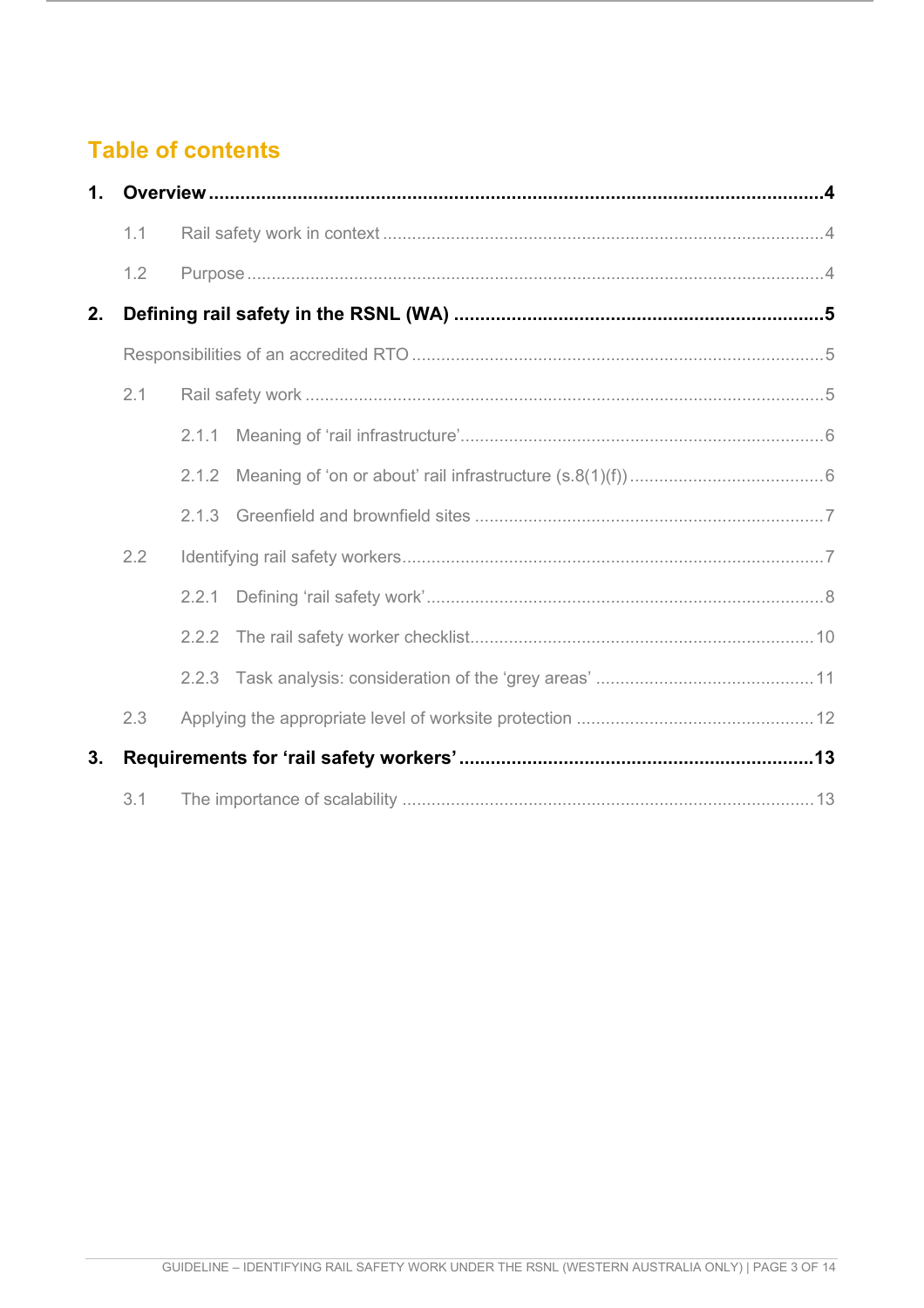## Table of contents

**1. Overview** ..... **4**

- 1.1 Rail safety work in context ..... 4
- 1.2 Purpose ..... 4

**2. Defining rail safety in the RSNL (WA)** ..... **5**

- Responsibilities of an accredited RTO ..... 5
- 2.1 Rail safety work ..... 5
  - 2.1.1 Meaning of 'rail infrastructure' ..... 6
  - 2.1.2 Meaning of 'on or about' rail infrastructure (s.8(1)(f)) ..... 6
  - 2.1.3 Greenfield and brownfield sites ..... 7
- 2.2 Identifying rail safety workers ..... 7
  - 2.2.1 Defining 'rail safety work' ..... 8
  - 2.2.2 The rail safety worker checklist ..... 10
  - 2.2.3 Task analysis: consideration of the 'grey areas' ..... 11
- 2.3 Applying the appropriate level of worksite protection ..... 12

**3. Requirements for 'rail safety workers'** ..... **13**

- 3.1 The importance of scalability ..... 13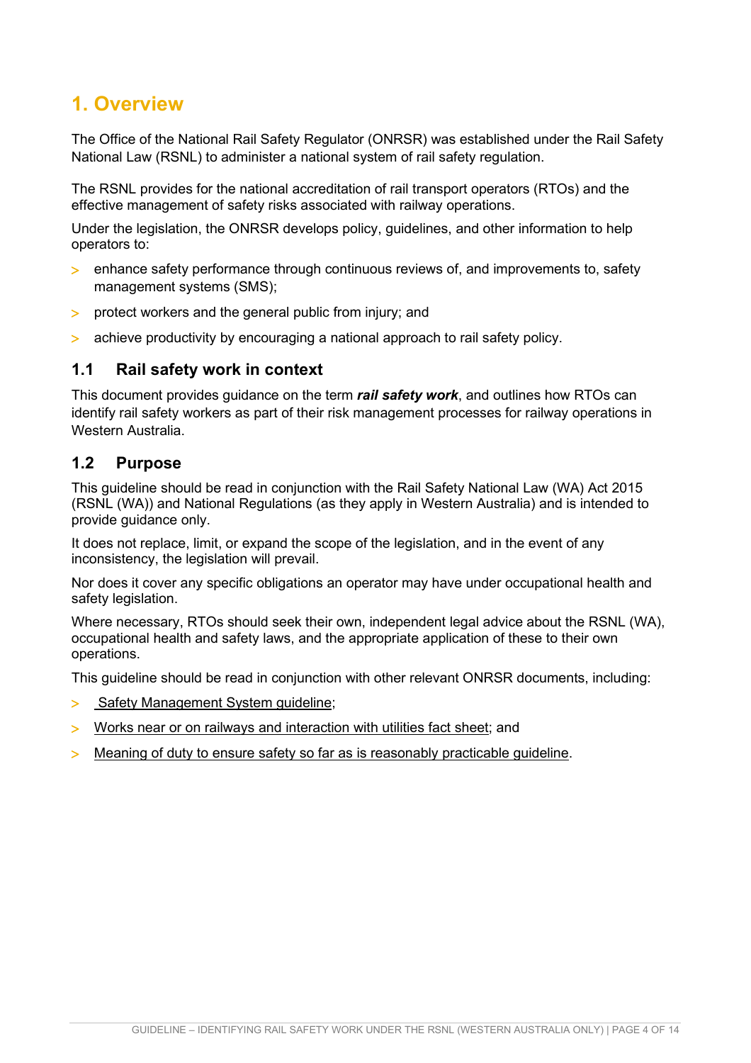# 1. Overview

The Office of the National Rail Safety Regulator (ONRSR) was established under the Rail Safety National Law (RSNL) to administer a national system of rail safety regulation.

The RSNL provides for the national accreditation of rail transport operators (RTOs) and the effective management of safety risks associated with railway operations.

Under the legislation, the ONRSR develops policy, guidelines, and other information to help operators to:

- enhance safety performance through continuous reviews of, and improvements to, safety management systems (SMS);
- protect workers and the general public from injury; and
- achieve productivity by encouraging a national approach to rail safety policy.

## 1.1 Rail safety work in context

This document provides guidance on the term ***rail safety work***, and outlines how RTOs can identify rail safety workers as part of their risk management processes for railway operations in Western Australia.

## 1.2 Purpose

This guideline should be read in conjunction with the Rail Safety National Law (WA) Act 2015 (RSNL (WA)) and National Regulations (as they apply in Western Australia) and is intended to provide guidance only.

It does not replace, limit, or expand the scope of the legislation, and in the event of any inconsistency, the legislation will prevail.

Nor does it cover any specific obligations an operator may have under occupational health and safety legislation.

Where necessary, RTOs should seek their own, independent legal advice about the RSNL (WA), occupational health and safety laws, and the appropriate application of these to their own operations.

This guideline should be read in conjunction with other relevant ONRSR documents, including:

- Safety Management System guideline;
- Works near or on railways and interaction with utilities fact sheet; and
- Meaning of duty to ensure safety so far as is reasonably practicable guideline.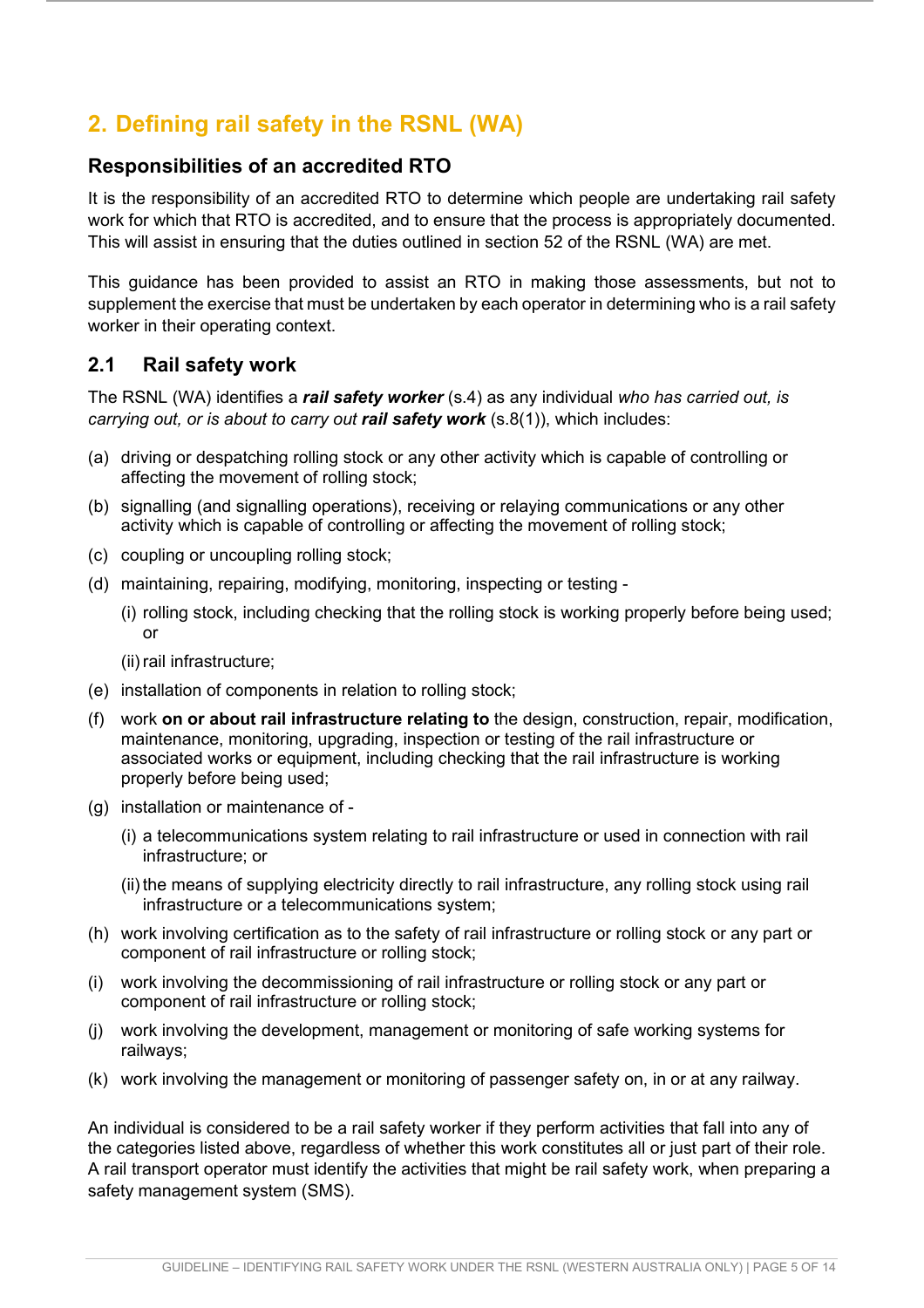## 2. Defining rail safety in the RSNL (WA)

### Responsibilities of an accredited RTO

It is the responsibility of an accredited RTO to determine which people are undertaking rail safety work for which that RTO is accredited, and to ensure that the process is appropriately documented. This will assist in ensuring that the duties outlined in section 52 of the RSNL (WA) are met.

This guidance has been provided to assist an RTO in making those assessments, but not to supplement the exercise that must be undertaken by each operator in determining who is a rail safety worker in their operating context.

### 2.1 Rail safety work

The RSNL (WA) identifies a ***rail safety worker*** (s.4) as any individual *who has carried out, is carrying out, or is about to carry out **rail safety work*** (s.8(1)), which includes:

(a) driving or despatching rolling stock or any other activity which is capable of controlling or affecting the movement of rolling stock;

(b) signalling (and signalling operations), receiving or relaying communications or any other activity which is capable of controlling or affecting the movement of rolling stock;

(c) coupling or uncoupling rolling stock;

(d) maintaining, repairing, modifying, monitoring, inspecting or testing -

  (i) rolling stock, including checking that the rolling stock is working properly before being used; or

  (ii) rail infrastructure;

(e) installation of components in relation to rolling stock;

(f) work **on or about rail infrastructure relating to** the design, construction, repair, modification, maintenance, monitoring, upgrading, inspection or testing of the rail infrastructure or associated works or equipment, including checking that the rail infrastructure is working properly before being used;

(g) installation or maintenance of -

  (i) a telecommunications system relating to rail infrastructure or used in connection with rail infrastructure; or

  (ii) the means of supplying electricity directly to rail infrastructure, any rolling stock using rail infrastructure or a telecommunications system;

(h) work involving certification as to the safety of rail infrastructure or rolling stock or any part or component of rail infrastructure or rolling stock;

(i) work involving the decommissioning of rail infrastructure or rolling stock or any part or component of rail infrastructure or rolling stock;

(j) work involving the development, management or monitoring of safe working systems for railways;

(k) work involving the management or monitoring of passenger safety on, in or at any railway.

An individual is considered to be a rail safety worker if they perform activities that fall into any of the categories listed above, regardless of whether this work constitutes all or just part of their role. A rail transport operator must identify the activities that might be rail safety work, when preparing a safety management system (SMS).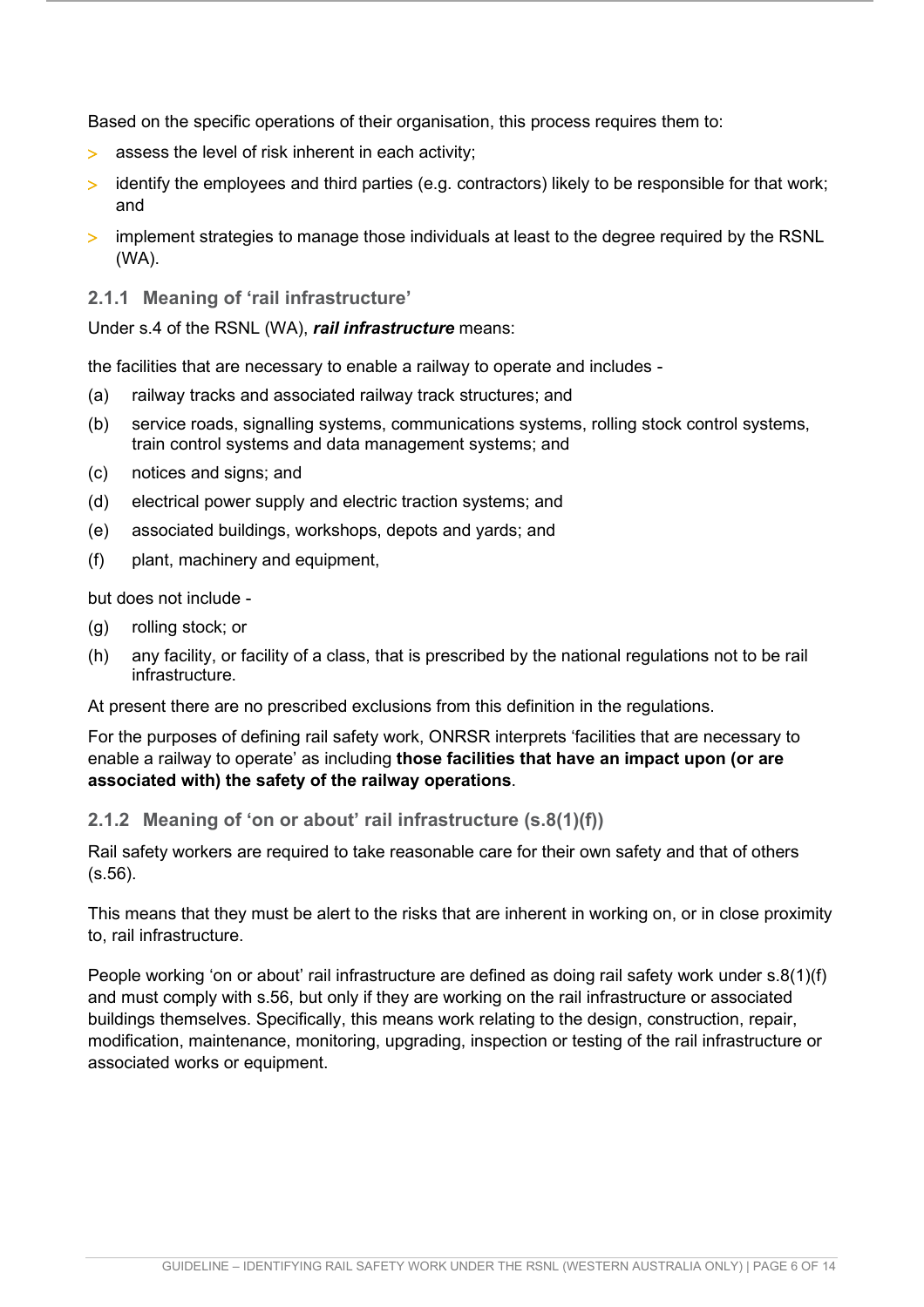Based on the specific operations of their organisation, this process requires them to:

- assess the level of risk inherent in each activity;
- identify the employees and third parties (e.g. contractors) likely to be responsible for that work; and
- implement strategies to manage those individuals at least to the degree required by the RSNL (WA).

### 2.1.1 Meaning of 'rail infrastructure'

Under s.4 of the RSNL (WA), ***rail infrastructure*** means:

the facilities that are necessary to enable a railway to operate and includes -

(a) railway tracks and associated railway track structures; and

(b) service roads, signalling systems, communications systems, rolling stock control systems, train control systems and data management systems; and

(c) notices and signs; and

(d) electrical power supply and electric traction systems; and

(e) associated buildings, workshops, depots and yards; and

(f) plant, machinery and equipment,

but does not include -

(g) rolling stock; or

(h) any facility, or facility of a class, that is prescribed by the national regulations not to be rail infrastructure.

At present there are no prescribed exclusions from this definition in the regulations.

For the purposes of defining rail safety work, ONRSR interprets 'facilities that are necessary to enable a railway to operate' as including **those facilities that have an impact upon (or are associated with) the safety of the railway operations**.

### 2.1.2 Meaning of 'on or about' rail infrastructure (s.8(1)(f))

Rail safety workers are required to take reasonable care for their own safety and that of others (s.56).

This means that they must be alert to the risks that are inherent in working on, or in close proximity to, rail infrastructure.

People working 'on or about' rail infrastructure are defined as doing rail safety work under s.8(1)(f) and must comply with s.56, but only if they are working on the rail infrastructure or associated buildings themselves. Specifically, this means work relating to the design, construction, repair, modification, maintenance, monitoring, upgrading, inspection or testing of the rail infrastructure or associated works or equipment.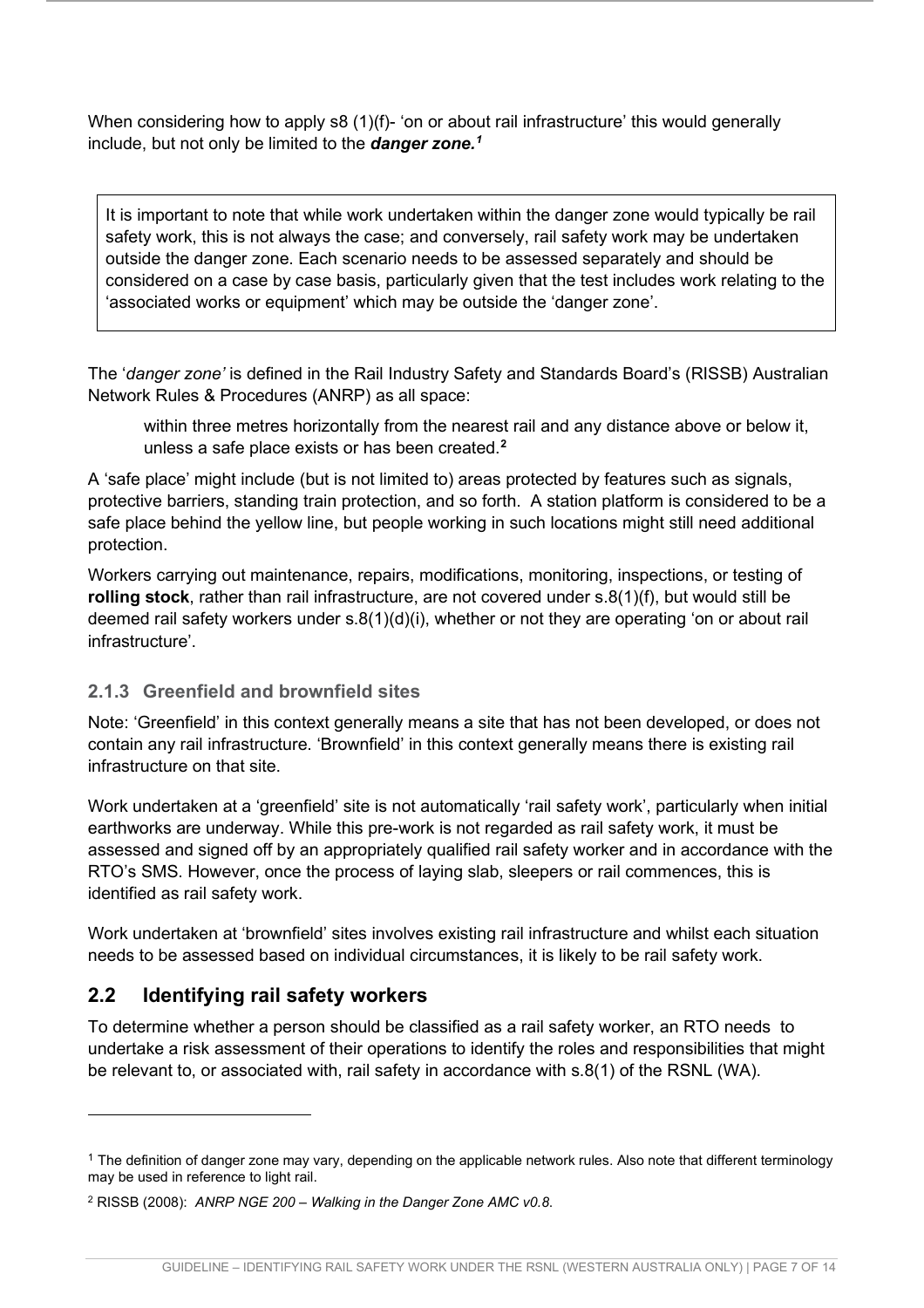When considering how to apply s8 (1)(f)- 'on or about rail infrastructure' this would generally include, but not only be limited to the ***danger zone.***[1]

> It is important to note that while work undertaken within the danger zone would typically be rail safety work, this is not always the case; and conversely, rail safety work may be undertaken outside the danger zone. Each scenario needs to be assessed separately and should be considered on a case by case basis, particularly given that the test includes work relating to the 'associated works or equipment' which may be outside the 'danger zone'.

The '*danger zone'* is defined in the Rail Industry Safety and Standards Board's (RISSB) Australian Network Rules & Procedures (ANRP) as all space:

> within three metres horizontally from the nearest rail and any distance above or below it, unless a safe place exists or has been created.[2]

A 'safe place' might include (but is not limited to) areas protected by features such as signals, protective barriers, standing train protection, and so forth. A station platform is considered to be a safe place behind the yellow line, but people working in such locations might still need additional protection.

Workers carrying out maintenance, repairs, modifications, monitoring, inspections, or testing of **rolling stock**, rather than rail infrastructure, are not covered under s.8(1)(f), but would still be deemed rail safety workers under s.8(1)(d)(i), whether or not they are operating 'on or about rail infrastructure'.

### 2.1.3 Greenfield and brownfield sites

Note: 'Greenfield' in this context generally means a site that has not been developed, or does not contain any rail infrastructure. 'Brownfield' in this context generally means there is existing rail infrastructure on that site.

Work undertaken at a 'greenfield' site is not automatically 'rail safety work', particularly when initial earthworks are underway. While this pre-work is not regarded as rail safety work, it must be assessed and signed off by an appropriately qualified rail safety worker and in accordance with the RTO's SMS. However, once the process of laying slab, sleepers or rail commences, this is identified as rail safety work.

Work undertaken at 'brownfield' sites involves existing rail infrastructure and whilst each situation needs to be assessed based on individual circumstances, it is likely to be rail safety work.

## 2.2 Identifying rail safety workers

To determine whether a person should be classified as a rail safety worker, an RTO needs to undertake a risk assessment of their operations to identify the roles and responsibilities that might be relevant to, or associated with, rail safety in accordance with s.8(1) of the RSNL (WA).

---

[1] The definition of danger zone may vary, depending on the applicable network rules. Also note that different terminology may be used in reference to light rail.

[2] RISSB (2008): *ANRP NGE 200 – Walking in the Danger Zone AMC v0.8.*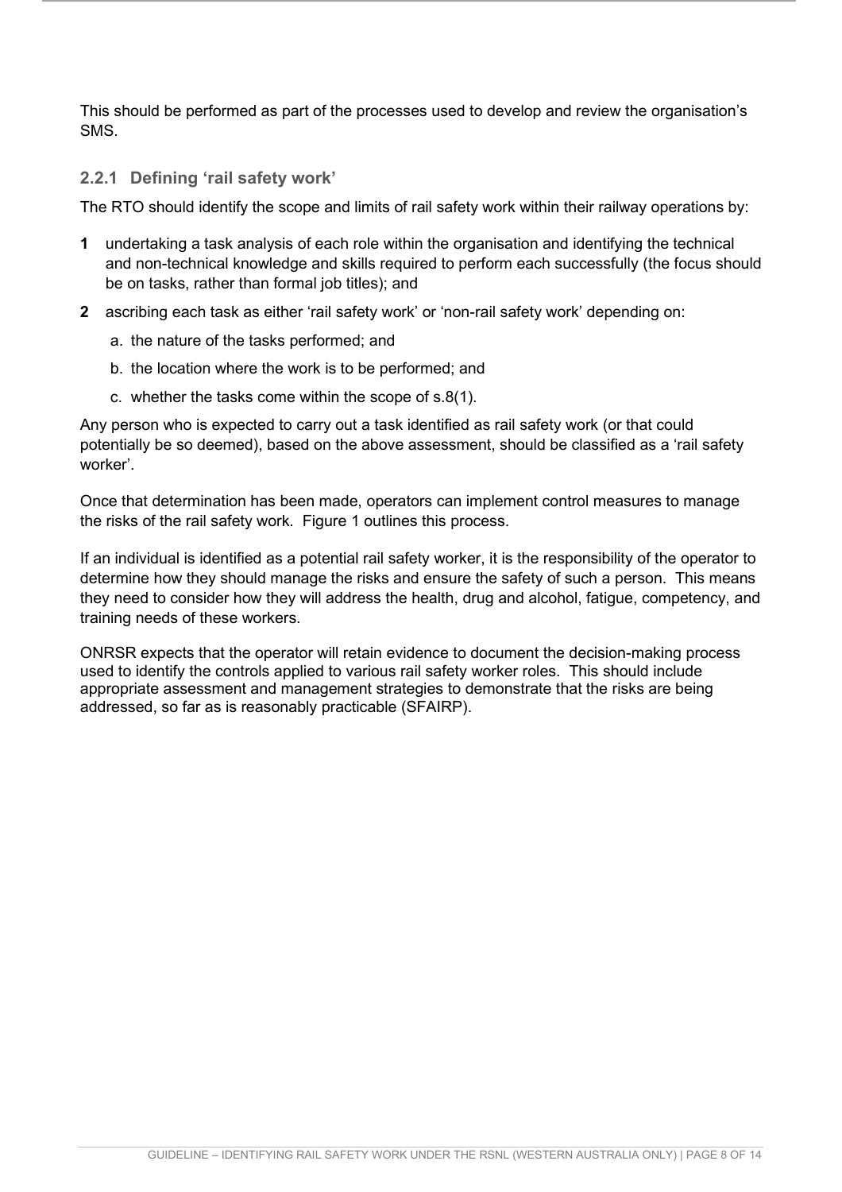This should be performed as part of the processes used to develop and review the organisation's SMS.

### 2.2.1 Defining 'rail safety work'

The RTO should identify the scope and limits of rail safety work within their railway operations by:

**1** undertaking a task analysis of each role within the organisation and identifying the technical and non-technical knowledge and skills required to perform each successfully (the focus should be on tasks, rather than formal job titles); and

**2** ascribing each task as either 'rail safety work' or 'non-rail safety work' depending on:

   a. the nature of the tasks performed; and

   b. the location where the work is to be performed; and

   c. whether the tasks come within the scope of s.8(1).

Any person who is expected to carry out a task identified as rail safety work (or that could potentially be so deemed), based on the above assessment, should be classified as a 'rail safety worker'.

Once that determination has been made, operators can implement control measures to manage the risks of the rail safety work. Figure 1 outlines this process.

If an individual is identified as a potential rail safety worker, it is the responsibility of the operator to determine how they should manage the risks and ensure the safety of such a person. This means they need to consider how they will address the health, drug and alcohol, fatigue, competency, and training needs of these workers.

ONRSR expects that the operator will retain evidence to document the decision-making process used to identify the controls applied to various rail safety worker roles. This should include appropriate assessment and management strategies to demonstrate that the risks are being addressed, so far as is reasonably practicable (SFAIRP).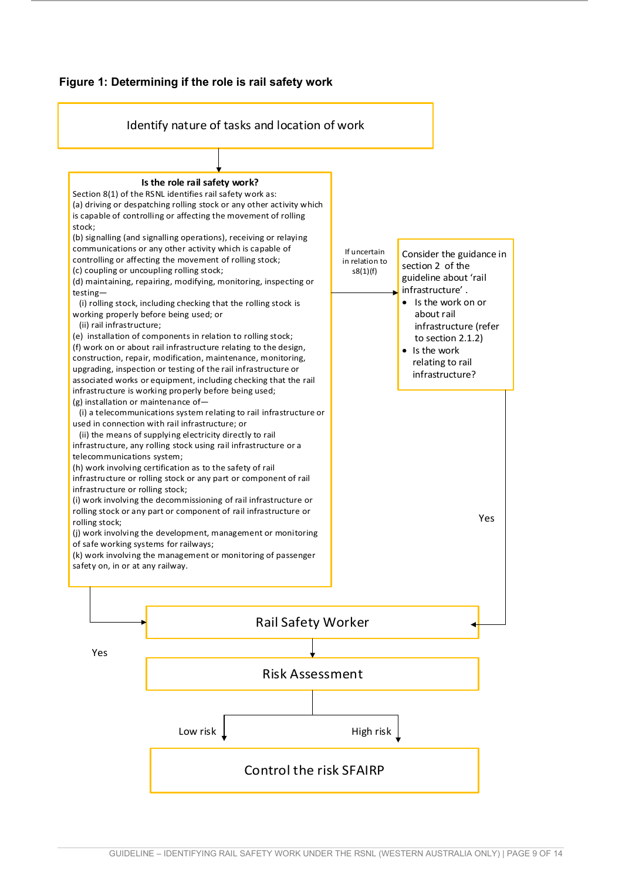**Figure 1: Determining if the role is rail safety work**

Identify nature of tasks and location of work

**Is the role rail safety work?**

Section 8(1) of the RSNL identifies rail safety work as:

(a) driving or despatching rolling stock or any other activity which is capable of controlling or affecting the movement of rolling stock;

(b) signalling (and signalling operations), receiving or relaying communications or any other activity which is capable of controlling or affecting the movement of rolling stock;

(c) coupling or uncoupling rolling stock;

(d) maintaining, repairing, modifying, monitoring, inspecting or testing—

(i) rolling stock, including checking that the rolling stock is working properly before being used; or

(ii) rail infrastructure;

(e) installation of components in relation to rolling stock;

(f) work on or about rail infrastructure relating to the design, construction, repair, modification, maintenance, monitoring, upgrading, inspection or testing of the rail infrastructure or associated works or equipment, including checking that the rail infrastructure is working properly before being used;

(g) installation or maintenance of—

(i) a telecommunications system relating to rail infrastructure or used in connection with rail infrastructure; or

(ii) the means of supplying electricity directly to rail infrastructure, any rolling stock using rail infrastructure or a telecommunications system;

(h) work involving certification as to the safety of rail infrastructure or rolling stock or any part or component of rail infrastructure or rolling stock;

(i) work involving the decommissioning of rail infrastructure or rolling stock or any part or component of rail infrastructure or rolling stock;

(j) work involving the development, management or monitoring of safe working systems for railways;

(k) work involving the management or monitoring of passenger safety on, in or at any railway.

If uncertain in relation to s8(1)(f)

Consider the guidance in section 2 of the guideline about 'rail infrastructure'.

- Is the work on or about rail infrastructure (refer to section 2.1.2)
- Is the work relating to rail infrastructure?

Yes

Yes

Rail Safety Worker

Risk Assessment

Low risk

High risk

Control the risk SFAIRP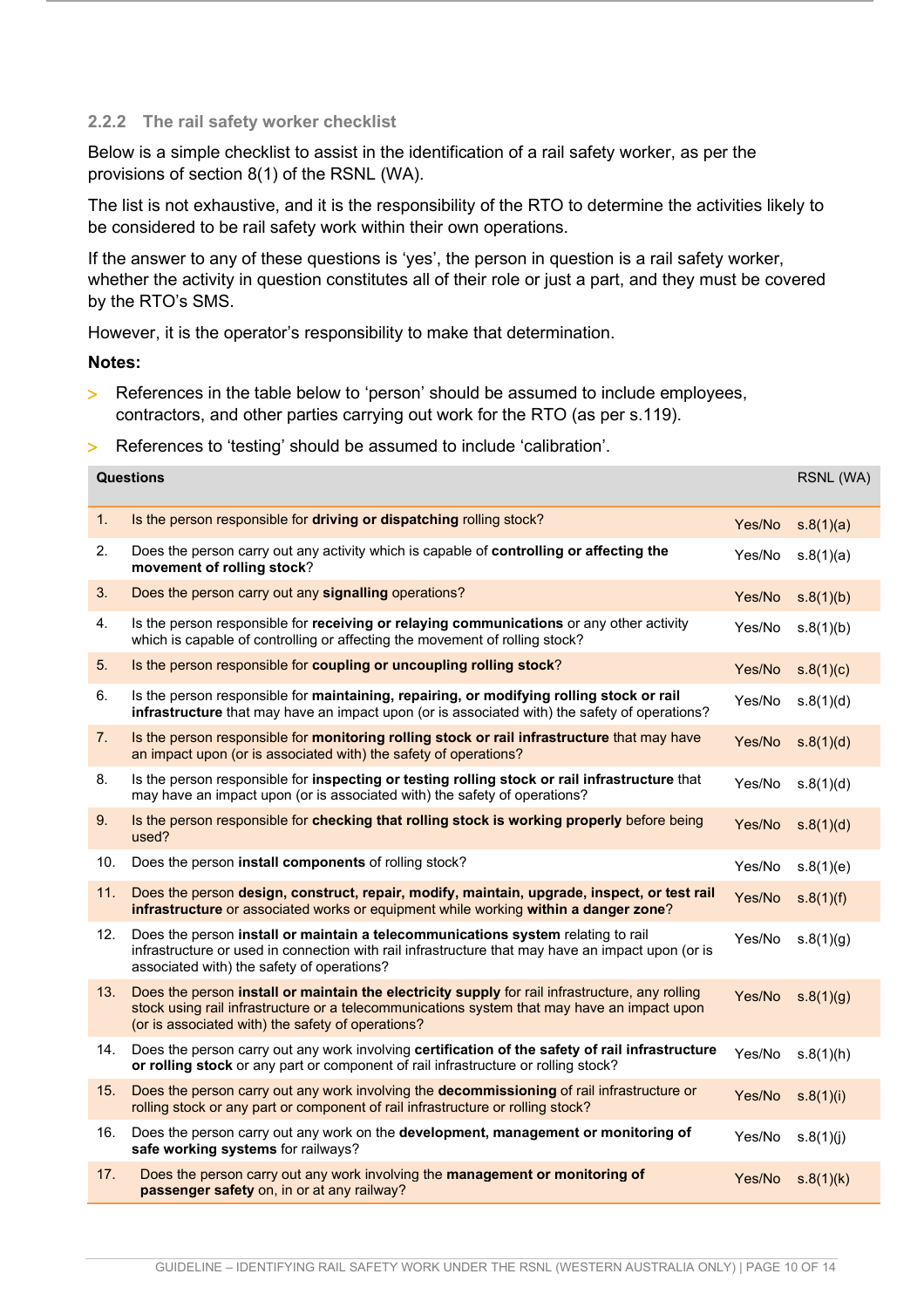### 2.2.2 The rail safety worker checklist

Below is a simple checklist to assist in the identification of a rail safety worker, as per the provisions of section 8(1) of the RSNL (WA).

The list is not exhaustive, and it is the responsibility of the RTO to determine the activities likely to be considered to be rail safety work within their own operations.

If the answer to any of these questions is 'yes', the person in question is a rail safety worker, whether the activity in question constitutes all of their role or just a part, and they must be covered by the RTO's SMS.

However, it is the operator's responsibility to make that determination.

**Notes:**

- References in the table below to 'person' should be assumed to include employees, contractors, and other parties carrying out work for the RTO (as per s.119).
- References to 'testing' should be assumed to include 'calibration'.

| | Questions | | RSNL (WA) |
|---|---|---|---|
| 1. | Is the person responsible for **driving or dispatching** rolling stock? | Yes/No | s.8(1)(a) |
| 2. | Does the person carry out any activity which is capable of **controlling or affecting the movement of rolling stock**? | Yes/No | s.8(1)(a) |
| 3. | Does the person carry out any **signalling** operations? | Yes/No | s.8(1)(b) |
| 4. | Is the person responsible for **receiving or relaying communications** or any other activity which is capable of controlling or affecting the movement of rolling stock? | Yes/No | s.8(1)(b) |
| 5. | Is the person responsible for **coupling or uncoupling rolling stock**? | Yes/No | s.8(1)(c) |
| 6. | Is the person responsible for **maintaining, repairing, or modifying rolling stock or rail infrastructure** that may have an impact upon (or is associated with) the safety of operations? | Yes/No | s.8(1)(d) |
| 7. | Is the person responsible for **monitoring rolling stock or rail infrastructure** that may have an impact upon (or is associated with) the safety of operations? | Yes/No | s.8(1)(d) |
| 8. | Is the person responsible for **inspecting or testing rolling stock or rail infrastructure** that may have an impact upon (or is associated with) the safety of operations? | Yes/No | s.8(1)(d) |
| 9. | Is the person responsible for **checking that rolling stock is working properly** before being used? | Yes/No | s.8(1)(d) |
| 10. | Does the person **install components** of rolling stock? | Yes/No | s.8(1)(e) |
| 11. | Does the person **design, construct, repair, modify, maintain, upgrade, inspect, or test rail infrastructure** or associated works or equipment while working **within a danger zone**? | Yes/No | s.8(1)(f) |
| 12. | Does the person **install or maintain a telecommunications system** relating to rail infrastructure or used in connection with rail infrastructure that may have an impact upon (or is associated with) the safety of operations? | Yes/No | s.8(1)(g) |
| 13. | Does the person **install or maintain the electricity supply** for rail infrastructure, any rolling stock using rail infrastructure or a telecommunications system that may have an impact upon (or is associated with) the safety of operations? | Yes/No | s.8(1)(g) |
| 14. | Does the person carry out any work involving **certification of the safety of rail infrastructure or rolling stock** or any part or component of rail infrastructure or rolling stock? | Yes/No | s.8(1)(h) |
| 15. | Does the person carry out any work involving the **decommissioning** of rail infrastructure or rolling stock or any part or component of rail infrastructure or rolling stock? | Yes/No | s.8(1)(i) |
| 16. | Does the person carry out any work on the **development, management or monitoring of safe working systems** for railways? | Yes/No | s.8(1)(j) |
| 17. | Does the person carry out any work involving the **management or monitoring of passenger safety** on, in or at any railway? | Yes/No | s.8(1)(k) |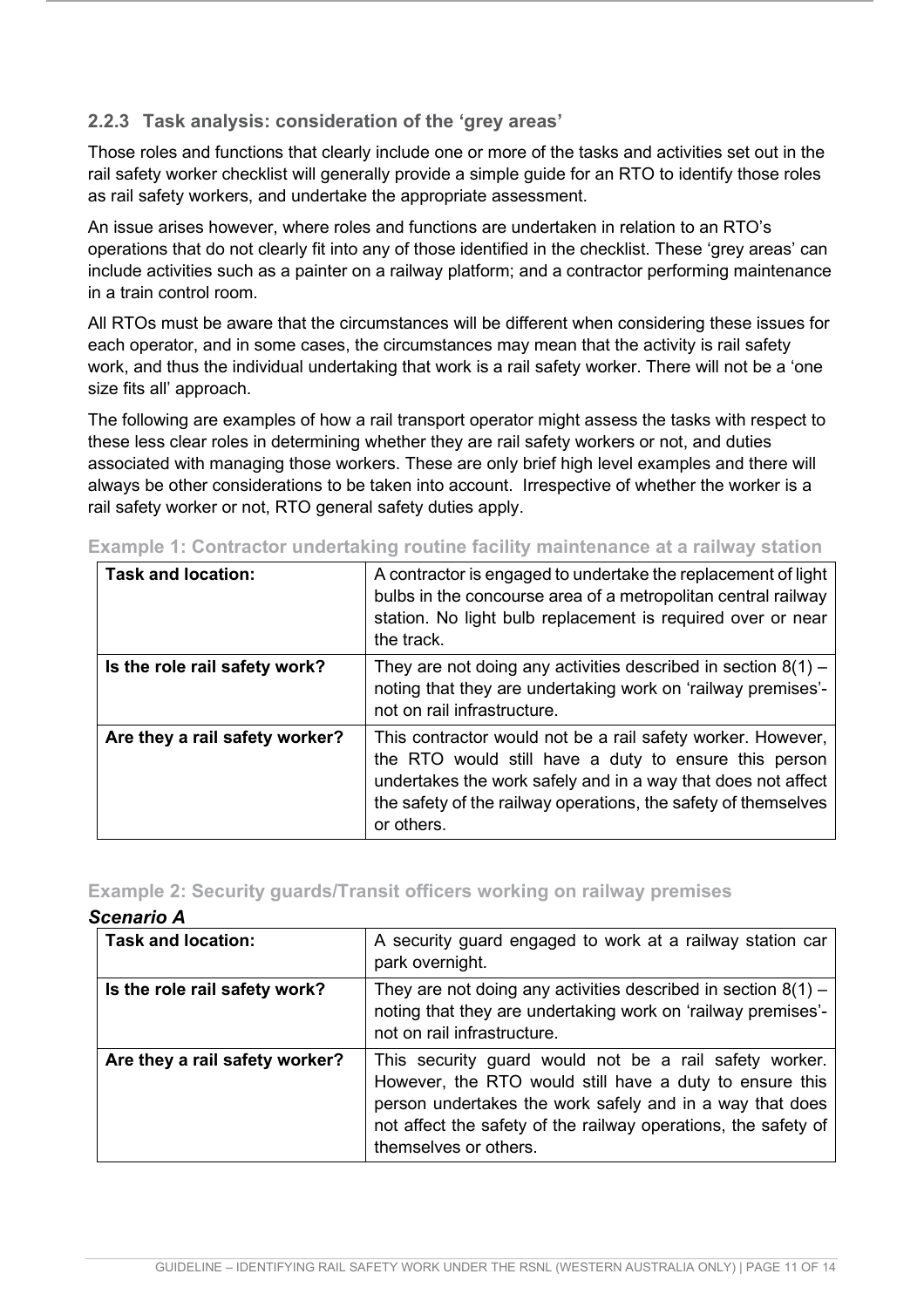### 2.2.3 Task analysis: consideration of the 'grey areas'

Those roles and functions that clearly include one or more of the tasks and activities set out in the rail safety worker checklist will generally provide a simple guide for an RTO to identify those roles as rail safety workers, and undertake the appropriate assessment.

An issue arises however, where roles and functions are undertaken in relation to an RTO's operations that do not clearly fit into any of those identified in the checklist. These 'grey areas' can include activities such as a painter on a railway platform; and a contractor performing maintenance in a train control room.

All RTOs must be aware that the circumstances will be different when considering these issues for each operator, and in some cases, the circumstances may mean that the activity is rail safety work, and thus the individual undertaking that work is a rail safety worker. There will not be a 'one size fits all' approach.

The following are examples of how a rail transport operator might assess the tasks with respect to these less clear roles in determining whether they are rail safety workers or not, and duties associated with managing those workers. These are only brief high level examples and there will always be other considerations to be taken into account. Irrespective of whether the worker is a rail safety worker or not, RTO general safety duties apply.

**Example 1: Contractor undertaking routine facility maintenance at a railway station**

| **Task and location:** | A contractor is engaged to undertake the replacement of light bulbs in the concourse area of a metropolitan central railway station. No light bulb replacement is required over or near the track. |
|---|---|
| **Is the role rail safety work?** | They are not doing any activities described in section 8(1) – noting that they are undertaking work on 'railway premises'- not on rail infrastructure. |
| **Are they a rail safety worker?** | This contractor would not be a rail safety worker. However, the RTO would still have a duty to ensure this person undertakes the work safely and in a way that does not affect the safety of the railway operations, the safety of themselves or others. |

**Example 2: Security guards/Transit officers working on railway premises**

***Scenario A***

| **Task and location:** | A security guard engaged to work at a railway station car park overnight. |
|---|---|
| **Is the role rail safety work?** | They are not doing any activities described in section 8(1) – noting that they are undertaking work on 'railway premises'- not on rail infrastructure. |
| **Are they a rail safety worker?** | This security guard would not be a rail safety worker. However, the RTO would still have a duty to ensure this person undertakes the work safely and in a way that does not affect the safety of the railway operations, the safety of themselves or others. |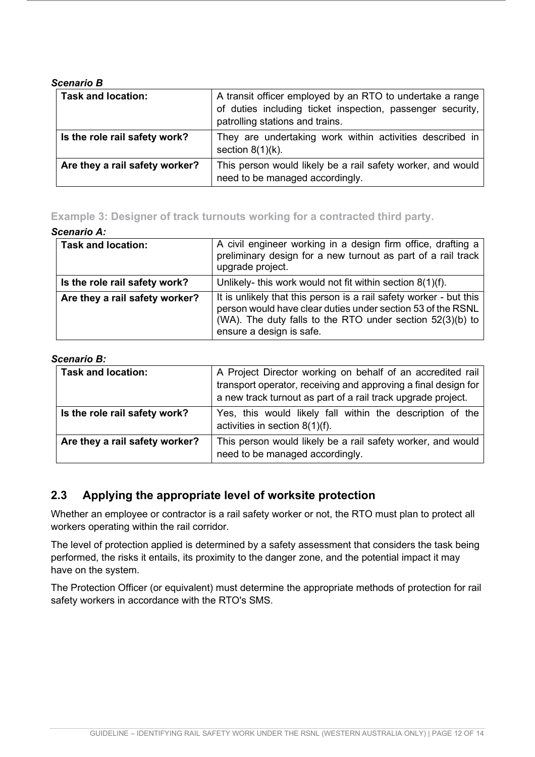***Scenario B***

| **Task and location:** | A transit officer employed by an RTO to undertake a range of duties including ticket inspection, passenger security, patrolling stations and trains. |
|---|---|
| **Is the role rail safety work?** | They are undertaking work within activities described in section 8(1)(k). |
| **Are they a rail safety worker?** | This person would likely be a rail safety worker, and would need to be managed accordingly. |

### Example 3: Designer of track turnouts working for a contracted third party.

***Scenario A:***

| **Task and location:** | A civil engineer working in a design firm office, drafting a preliminary design for a new turnout as part of a rail track upgrade project. |
|---|---|
| **Is the role rail safety work?** | Unlikely- this work would not fit within section 8(1)(f). |
| **Are they a rail safety worker?** | It is unlikely that this person is a rail safety worker - but this person would have clear duties under section 53 of the RSNL (WA). The duty falls to the RTO under section 52(3)(b) to ensure a design is safe. |

***Scenario B:***

| **Task and location:** | A Project Director working on behalf of an accredited rail transport operator, receiving and approving a final design for a new track turnout as part of a rail track upgrade project. |
|---|---|
| **Is the role rail safety work?** | Yes, this would likely fall within the description of the activities in section 8(1)(f). |
| **Are they a rail safety worker?** | This person would likely be a rail safety worker, and would need to be managed accordingly. |

## 2.3 Applying the appropriate level of worksite protection

Whether an employee or contractor is a rail safety worker or not, the RTO must plan to protect all workers operating within the rail corridor.

The level of protection applied is determined by a safety assessment that considers the task being performed, the risks it entails, its proximity to the danger zone, and the potential impact it may have on the system.

The Protection Officer (or equivalent) must determine the appropriate methods of protection for rail safety workers in accordance with the RTO's SMS.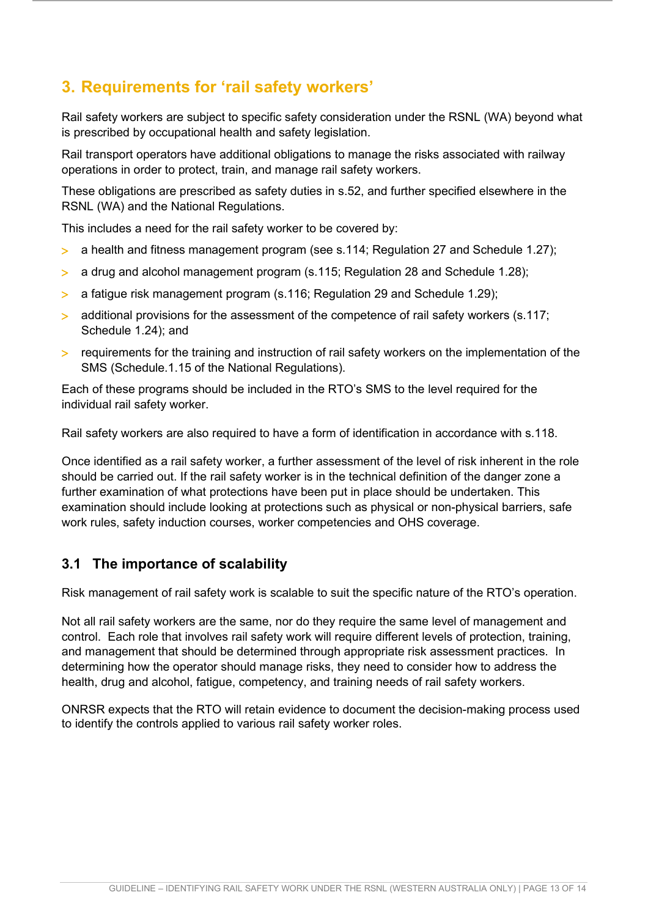# 3. Requirements for 'rail safety workers'

Rail safety workers are subject to specific safety consideration under the RSNL (WA) beyond what is prescribed by occupational health and safety legislation.

Rail transport operators have additional obligations to manage the risks associated with railway operations in order to protect, train, and manage rail safety workers.

These obligations are prescribed as safety duties in s.52, and further specified elsewhere in the RSNL (WA) and the National Regulations.

This includes a need for the rail safety worker to be covered by:

- a health and fitness management program (see s.114; Regulation 27 and Schedule 1.27);
- a drug and alcohol management program (s.115; Regulation 28 and Schedule 1.28);
- a fatigue risk management program (s.116; Regulation 29 and Schedule 1.29);
- additional provisions for the assessment of the competence of rail safety workers (s.117; Schedule 1.24); and
- requirements for the training and instruction of rail safety workers on the implementation of the SMS (Schedule.1.15 of the National Regulations).

Each of these programs should be included in the RTO's SMS to the level required for the individual rail safety worker.

Rail safety workers are also required to have a form of identification in accordance with s.118.

Once identified as a rail safety worker, a further assessment of the level of risk inherent in the role should be carried out. If the rail safety worker is in the technical definition of the danger zone a further examination of what protections have been put in place should be undertaken. This examination should include looking at protections such as physical or non-physical barriers, safe work rules, safety induction courses, worker competencies and OHS coverage.

## 3.1 The importance of scalability

Risk management of rail safety work is scalable to suit the specific nature of the RTO's operation.

Not all rail safety workers are the same, nor do they require the same level of management and control. Each role that involves rail safety work will require different levels of protection, training, and management that should be determined through appropriate risk assessment practices. In determining how the operator should manage risks, they need to consider how to address the health, drug and alcohol, fatigue, competency, and training needs of rail safety workers.

ONRSR expects that the RTO will retain evidence to document the decision-making process used to identify the controls applied to various rail safety worker roles.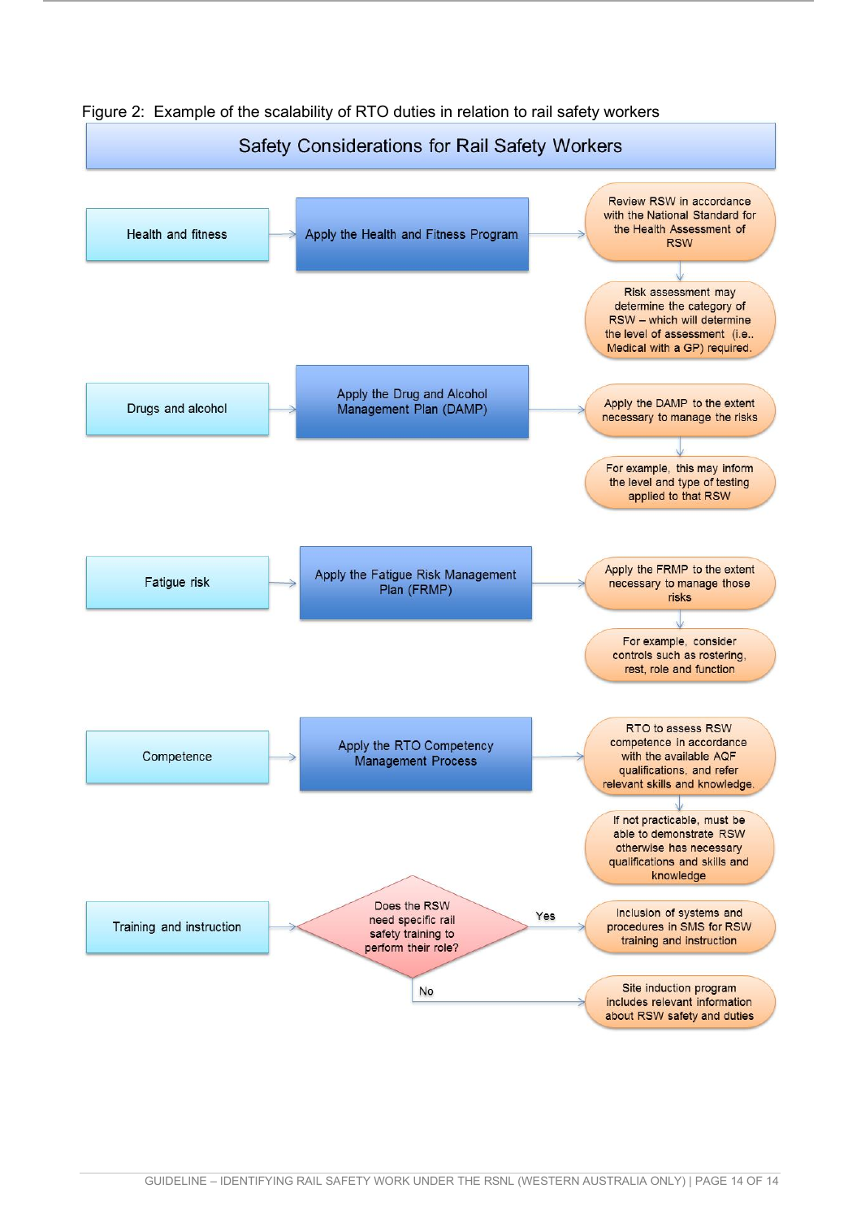Figure 2: Example of the scalability of RTO duties in relation to rail safety workers

Safety Considerations for Rail Safety Workers

Health and fitness

Apply the Health and Fitness Program

Review RSW in accordance with the National Standard for the Health Assessment of RSW

Risk assessment may determine the category of RSW – which will determine the level of assessment (i.e.. Medical with a GP) required.

Drugs and alcohol

Apply the Drug and Alcohol Management Plan (DAMP)

Apply the DAMP to the extent necessary to manage the risks

For example, this may inform the level and type of testing applied to that RSW

Fatigue risk

Apply the Fatigue Risk Management Plan (FRMP)

Apply the FRMP to the extent necessary to manage those risks

For example, consider controls such as rostering, rest, role and function

Competence

Apply the RTO Competency Management Process

RTO to assess RSW competence in accordance with the available AQF qualifications, and refer relevant skills and knowledge.

If not practicable, must be able to demonstrate RSW otherwise has necessary qualifications and skills and knowledge

Training and instruction

Does the RSW need specific rail safety training to perform their role?

Yes

Inclusion of systems and procedures in SMS for RSW training and instruction

No

Site induction program includes relevant information about RSW safety and duties